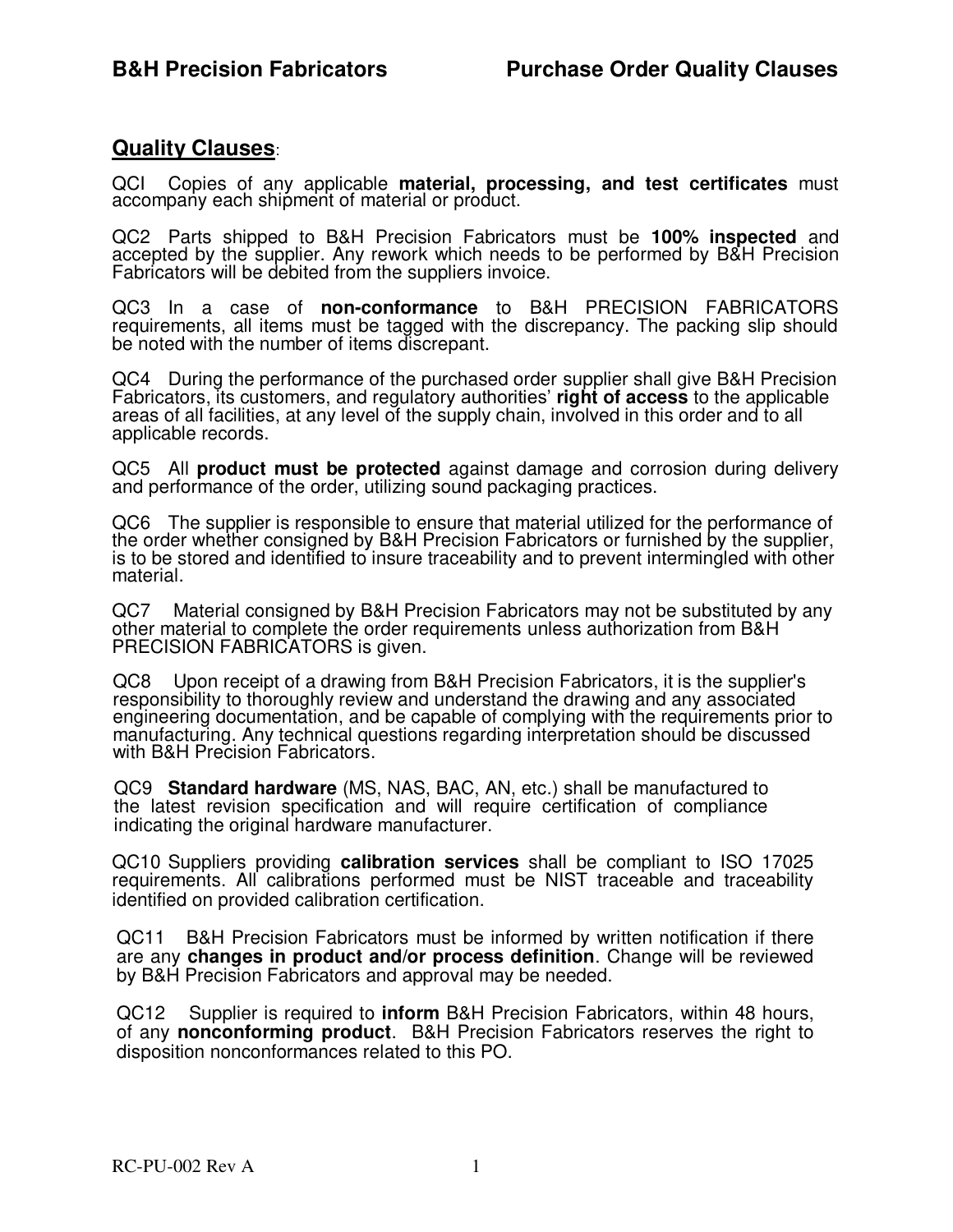## Quality Clauses:

QCI Copies of any applicable **material, processing, and test certificates** must accompany each shipment of material or product.

QC2 Parts shipped to B&H Precision Fabricators must be **100% inspected** and accepted by the supplier. Any rework which needs to be performed by B&H Precision Fabricators will be debited from the suppliers invoice.

QC3 In a case of **non-conformance** to B&H PRECISION FABRICATORS requirements, all items must be tagged with the discrepancy. The packing slip should be noted with the number of items discrepant.

QC4 During the performance of the purchased order supplier shall give B&H Precision Fabricators, its customers, and regulatory authorities' **right of access** to the applicable areas of all facilities, at any level of the supply chain, involved in this order and to all applicable records.

QC5 All **product must be protected** against damage and corrosion during delivery and performance of the order, utilizing sound packaging practices.

QC6 The supplier is responsible to ensure that material utilized for the performance of the order whether consigned by B&H Precision Fabricators or furnished by the supplier, is to be stored and identified to insure traceability and to prevent intermingled with other material.

QC7 Material consigned by B&H Precision Fabricators may not be substituted by any other material to complete the order requirements unless authorization from B&H PRECISION FABRICATORS is given.

QC8 Upon receipt of a drawing from B&H Precision Fabricators, it is the supplier's responsibility to thoroughly review and understand the drawing and any associated engineering documentation, and be capable of complying with the requirements prior to manufacturing. Any technical questions regarding interpretation should be discussed with B&H Precision Fabricators.

QC9 **Standard hardware** (MS, NAS, BAC, AN, etc.) shall be manufactured to the latest revision specification and will require certification of compliance indicating the original hardware manufacturer.

QC10 Suppliers providing **calibration services** shall be compliant to ISO 17025 requirements. All calibrations performed must be NIST traceable and traceability identified on provided calibration certification.

QC11 B&H Precision Fabricators must be informed by written notification if there are any **changes in product and/or process definition**. Change will be reviewed by B&H Precision Fabricators and approval may be needed.

QC12 Supplier is required to **inform** B&H Precision Fabricators, within 48 hours, of any **nonconforming product**. B&H Precision Fabricators reserves the right to disposition nonconformances related to this PO.

RC-PU-002 Rev A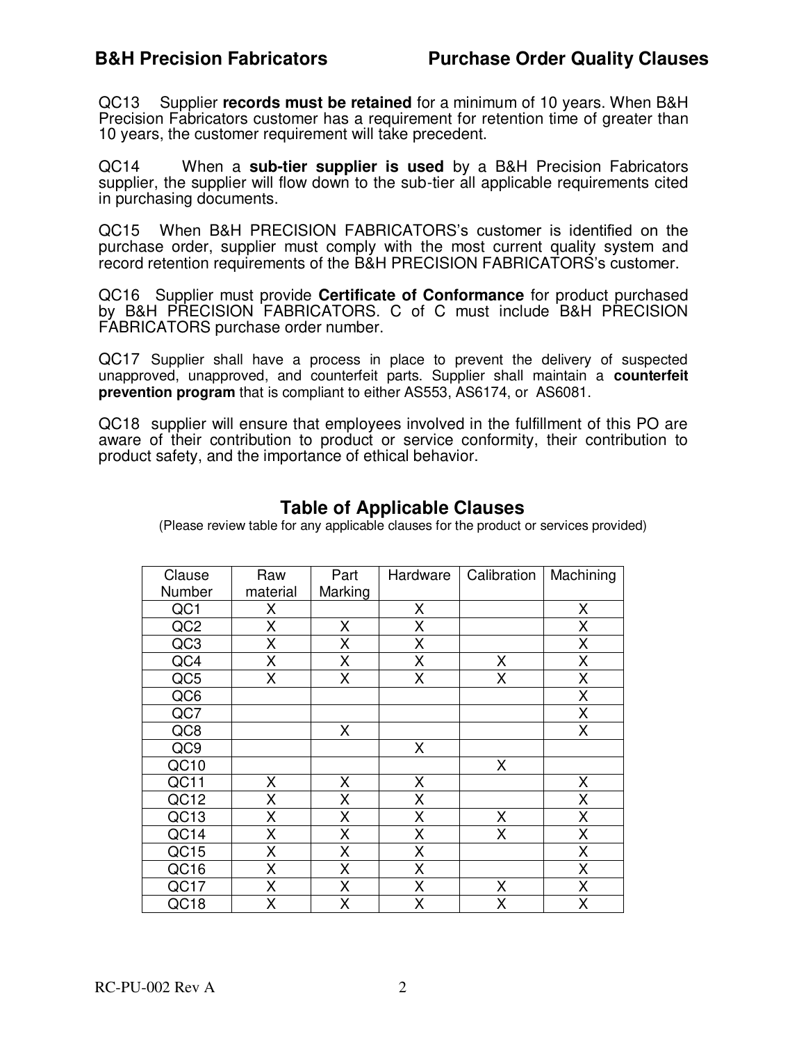QC13 Supplier **records must be retained** for a minimum of 10 years. When B&H Precision Fabricators customer has a requirement for retention time of greater than 10 years, the customer requirement will take precedent.

QC14 When a **sub-tier supplier is used** by a B&H Precision Fabricators supplier, the supplier will flow down to the sub-tier all applicable requirements cited in purchasing documents.

QC15 When B&H PRECISION FABRICATORS's customer is identified on the purchase order, supplier must comply with the most current quality system and record retention requirements of the B&H PRECISION FABRICATORS's customer.

QC16 Supplier must provide **Certificate of Conformance** for product purchased by B&H PRECISION FABRICATORS. C of C must include B&H PRECISION FABRICATORS purchase order number.

QC17 Supplier shall have a process in place to prevent the delivery of suspected unapproved, unapproved, and counterfeit parts. Supplier shall maintain a **counterfeit prevention program** that is compliant to either AS553, AS6174, or AS6081.

QC18 supplier will ensure that employees involved in the fulfillment of this PO are aware of their contribution to product or service conformity, their contribution to product safety, and the importance of ethical behavior.

## Table of Applicable Clauses

(Please review table for any applicable clauses for the product or services provided)

| Clause Number | Raw material | Part Marking | Hardware | Calibration | Machining |
|---|---|---|---|---|---|
| QC1 | X | | X | | X |
| QC2 | X | X | X | | X |
| QC3 | X | X | X | | X |
| QC4 | X | X | X | X | X |
| QC5 | X | X | X | X | X |
| QC6 | | | | | X |
| QC7 | | | | | X |
| QC8 | | X | | | X |
| QC9 | | | X | | |
| QC10 | | | | X | |
| QC11 | X | X | X | | X |
| QC12 | X | X | X | | X |
| QC13 | X | X | X | X | X |
| QC14 | X | X | X | X | X |
| QC15 | X | X | X | | X |
| QC16 | X | X | X | | X |
| QC17 | X | X | X | X | X |
| QC18 | X | X | X | X | X |

RC-PU-002 Rev A